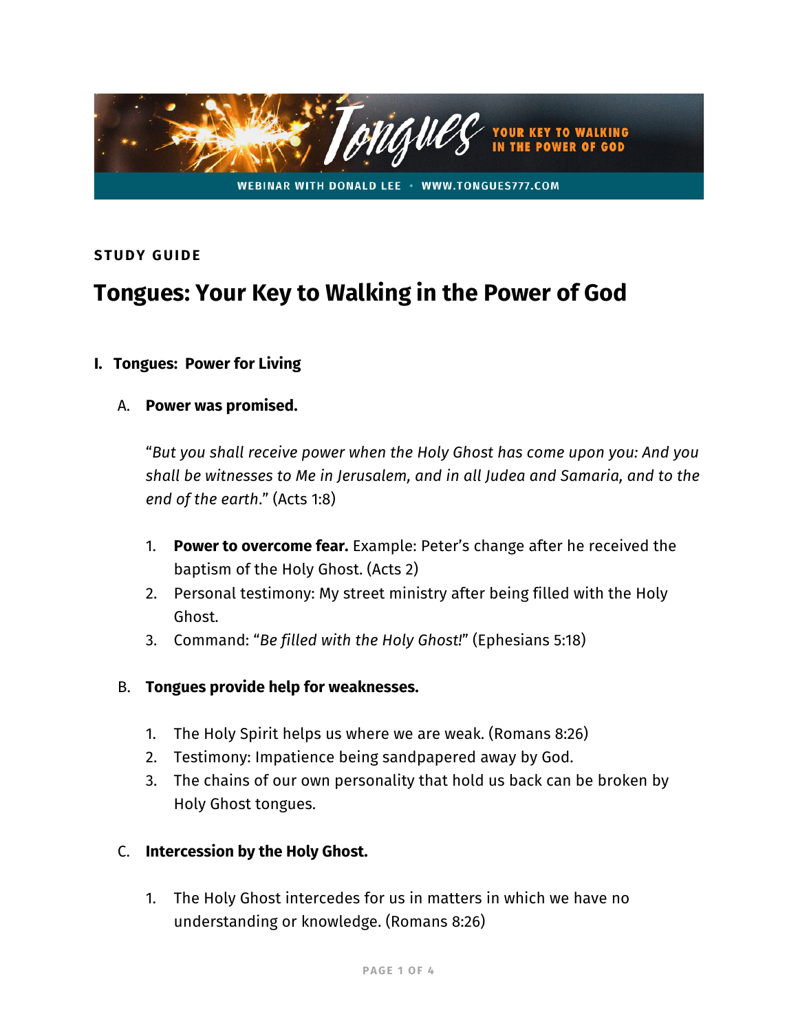Tongues

YOUR KEY TO WALKING IN THE POWER OF GOD

WEBINAR WITH DONALD LEE • WWW.TONGUES777.COM

**STUDY GUIDE**

# Tongues: Your Key to Walking in the Power of God

## I. Tongues: Power for Living

### A. Power was promised.

"*But you shall receive power when the Holy Ghost has come upon you: And you shall be witnesses to Me in Jerusalem, and in all Judea and Samaria, and to the end of the earth*." (Acts 1:8)

1. **Power to overcome fear.** Example: Peter's change after he received the baptism of the Holy Ghost. (Acts 2)
2. Personal testimony: My street ministry after being filled with the Holy Ghost.
3. Command: "*Be filled with the Holy Ghost!*" (Ephesians 5:18)

### B. Tongues provide help for weaknesses.

1. The Holy Spirit helps us where we are weak. (Romans 8:26)
2. Testimony: Impatience being sandpapered away by God.
3. The chains of our own personality that hold us back can be broken by Holy Ghost tongues.

### C. Intercession by the Holy Ghost.

1. The Holy Ghost intercedes for us in matters in which we have no understanding or knowledge. (Romans 8:26)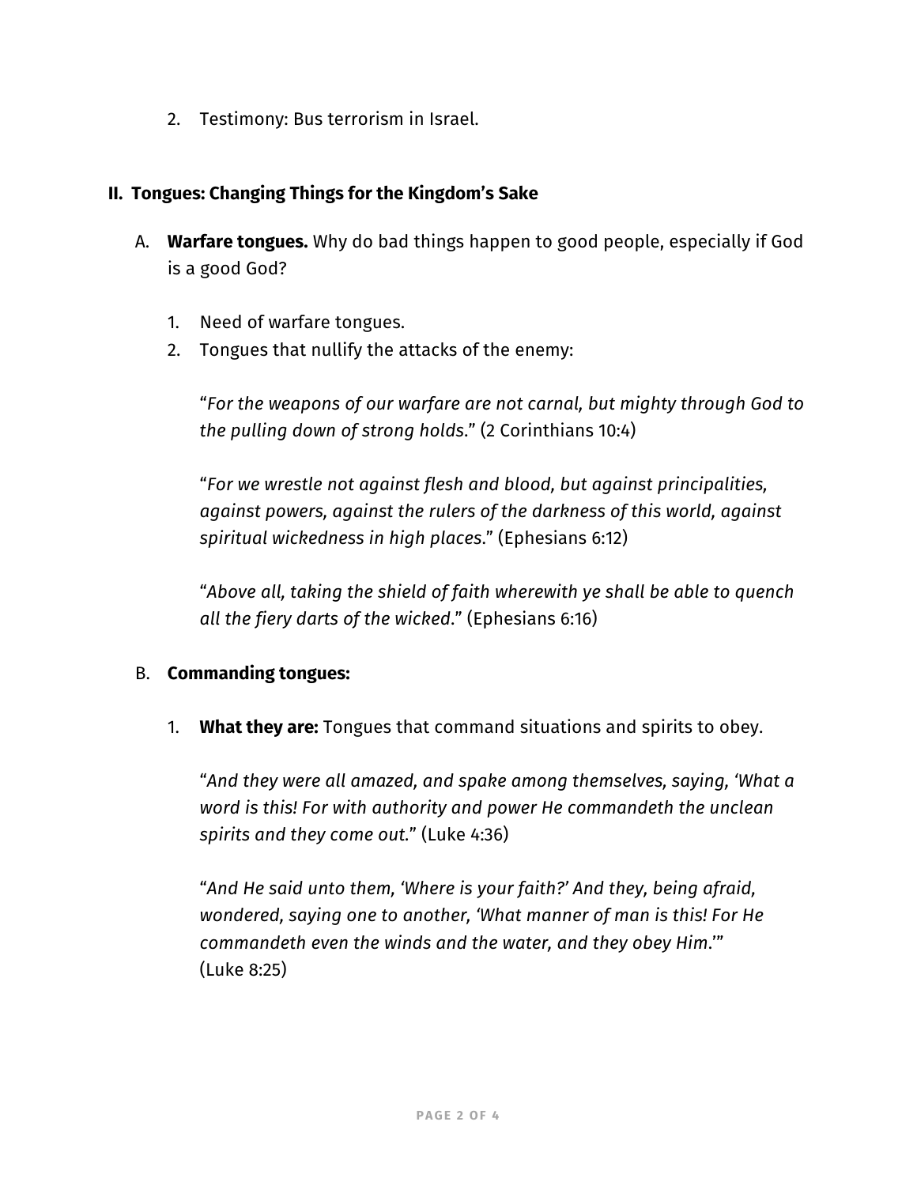2. Testimony: Bus terrorism in Israel.

## II. Tongues: Changing Things for the Kingdom's Sake

A. **Warfare tongues.** Why do bad things happen to good people, especially if God is a good God?

1. Need of warfare tongues.
2. Tongues that nullify the attacks of the enemy:

   "*For the weapons of our warfare are not carnal, but mighty through God to the pulling down of strong holds.*" (2 Corinthians 10:4)

   "*For we wrestle not against flesh and blood, but against principalities, against powers, against the rulers of the darkness of this world, against spiritual wickedness in high places.*" (Ephesians 6:12)

   "*Above all, taking the shield of faith wherewith ye shall be able to quench all the fiery darts of the wicked.*" (Ephesians 6:16)

B. **Commanding tongues:**

1. **What they are:** Tongues that command situations and spirits to obey.

   "*And they were all amazed, and spake among themselves, saying, 'What a word is this! For with authority and power He commandeth the unclean spirits and they come out.*" (Luke 4:36)

   "*And He said unto them, 'Where is your faith?' And they, being afraid, wondered, saying one to another, 'What manner of man is this! For He commandeth even the winds and the water, and they obey Him.'*" (Luke 8:25)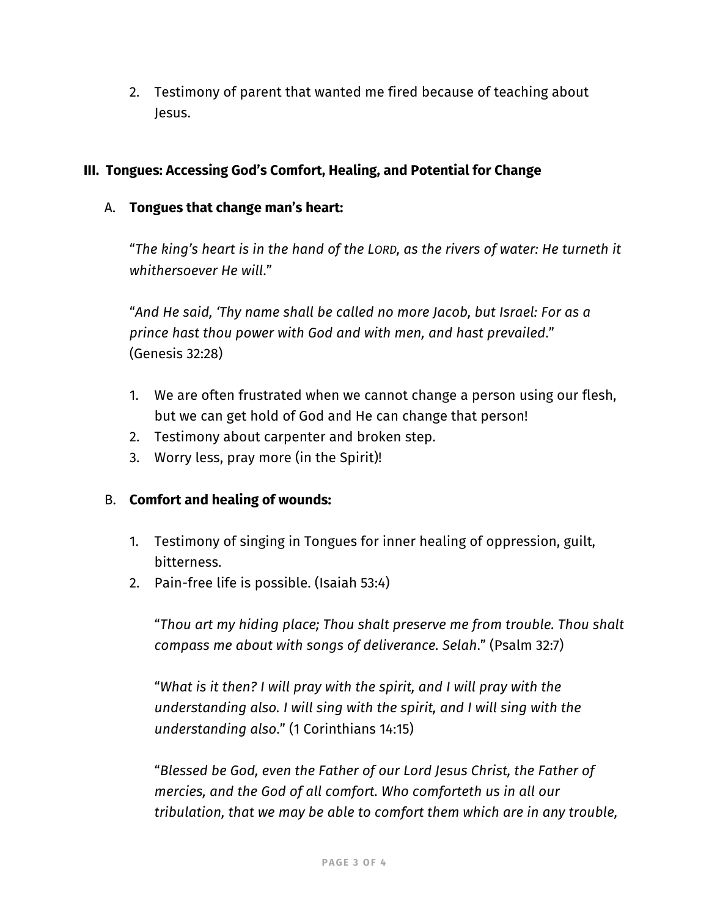2. Testimony of parent that wanted me fired because of teaching about Jesus.

## III. Tongues: Accessing God's Comfort, Healing, and Potential for Change

### A. **Tongues that change man's heart:**

"*The king's heart is in the hand of the LORD, as the rivers of water: He turneth it whithersoever He will.*"

"*And He said, 'Thy name shall be called no more Jacob, but Israel: For as a prince hast thou power with God and with men, and hast prevailed.*" (Genesis 32:28)

1. We are often frustrated when we cannot change a person using our flesh, but we can get hold of God and He can change that person!
2. Testimony about carpenter and broken step.
3. Worry less, pray more (in the Spirit)!

### B. **Comfort and healing of wounds:**

1. Testimony of singing in Tongues for inner healing of oppression, guilt, bitterness.
2. Pain-free life is possible. (Isaiah 53:4)

   "*Thou art my hiding place; Thou shalt preserve me from trouble. Thou shalt compass me about with songs of deliverance. Selah.*" (Psalm 32:7)

   "*What is it then? I will pray with the spirit, and I will pray with the understanding also. I will sing with the spirit, and I will sing with the understanding also.*" (1 Corinthians 14:15)

   "*Blessed be God, even the Father of our Lord Jesus Christ, the Father of mercies, and the God of all comfort. Who comforteth us in all our tribulation, that we may be able to comfort them which are in any trouble,*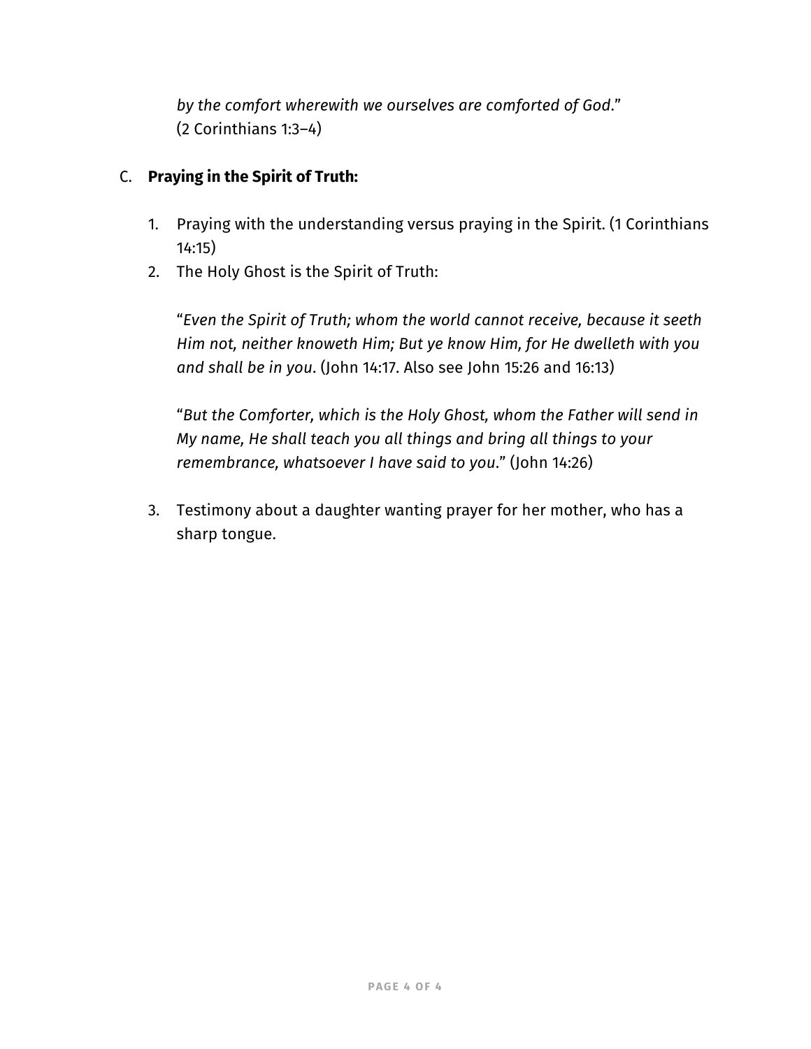*by the comfort wherewith we ourselves are comforted of God*."
(2 Corinthians 1:3–4)

C. **Praying in the Spirit of Truth:**

1. Praying with the understanding versus praying in the Spirit. (1 Corinthians 14:15)
2. The Holy Ghost is the Spirit of Truth:

   "*Even the Spirit of Truth; whom the world cannot receive, because it seeth Him not, neither knoweth Him; But ye know Him, for He dwelleth with you and shall be in you*. (John 14:17. Also see John 15:26 and 16:13)

   "*But the Comforter, which is the Holy Ghost, whom the Father will send in My name, He shall teach you all things and bring all things to your remembrance, whatsoever I have said to you*." (John 14:26)

3. Testimony about a daughter wanting prayer for her mother, who has a sharp tongue.